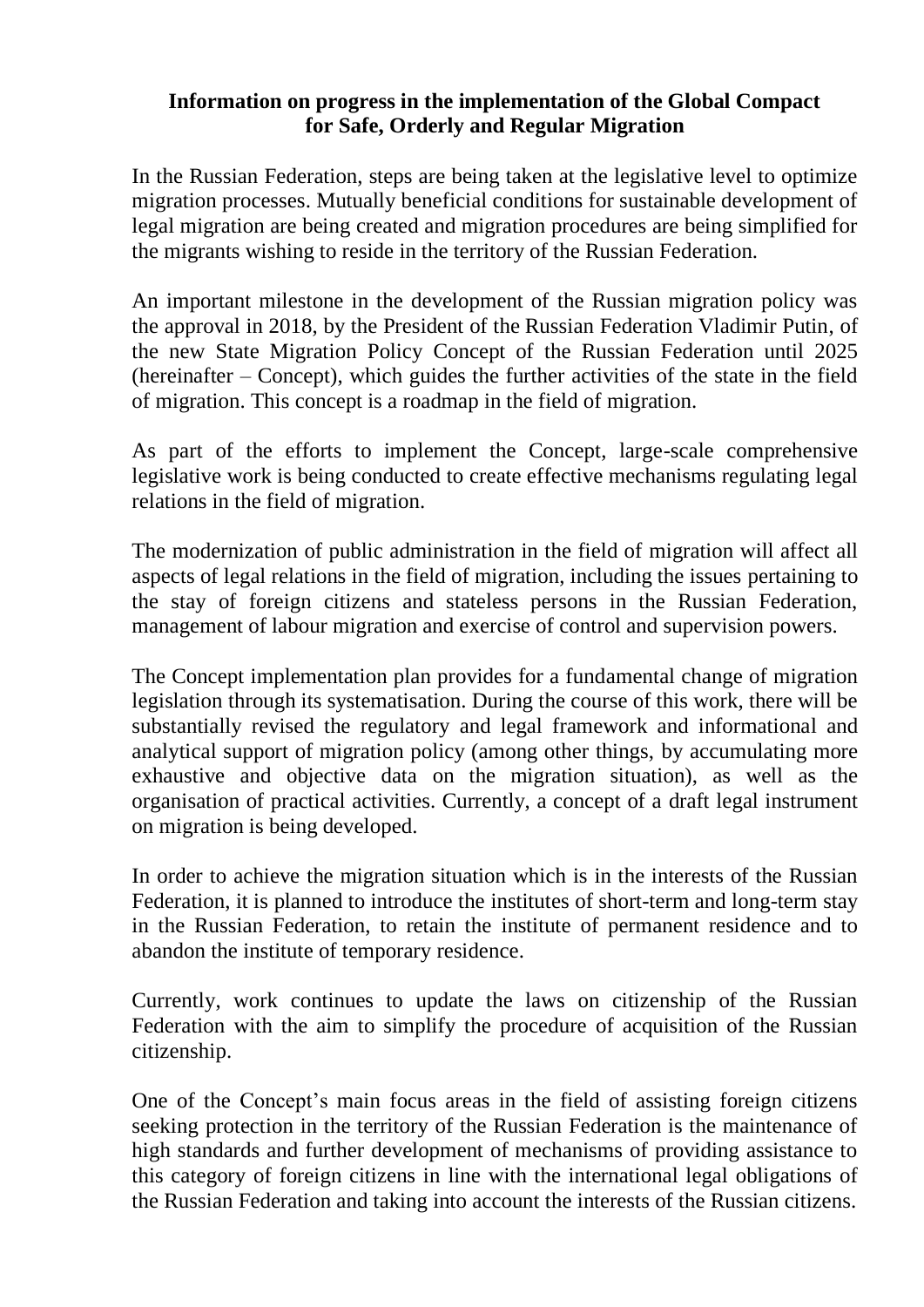# Information on progress in the implementation of the Global Compact for Safe, Orderly and Regular Migration

In the Russian Federation, steps are being taken at the legislative level to optimize migration processes. Mutually beneficial conditions for sustainable development of legal migration are being created and migration procedures are being simplified for the migrants wishing to reside in the territory of the Russian Federation.

An important milestone in the development of the Russian migration policy was the approval in 2018, by the President of the Russian Federation Vladimir Putin, of the new State Migration Policy Concept of the Russian Federation until 2025 (hereinafter – Concept), which guides the further activities of the state in the field of migration. This concept is a roadmap in the field of migration.

As part of the efforts to implement the Concept, large-scale comprehensive legislative work is being conducted to create effective mechanisms regulating legal relations in the field of migration.

The modernization of public administration in the field of migration will affect all aspects of legal relations in the field of migration, including the issues pertaining to the stay of foreign citizens and stateless persons in the Russian Federation, management of labour migration and exercise of control and supervision powers.

The Concept implementation plan provides for a fundamental change of migration legislation through its systematisation. During the course of this work, there will be substantially revised the regulatory and legal framework and informational and analytical support of migration policy (among other things, by accumulating more exhaustive and objective data on the migration situation), as well as the organisation of practical activities. Currently, a concept of a draft legal instrument on migration is being developed.

In order to achieve the migration situation which is in the interests of the Russian Federation, it is planned to introduce the institutes of short-term and long-term stay in the Russian Federation, to retain the institute of permanent residence and to abandon the institute of temporary residence.

Currently, work continues to update the laws on citizenship of the Russian Federation with the aim to simplify the procedure of acquisition of the Russian citizenship.

One of the Concept's main focus areas in the field of assisting foreign citizens seeking protection in the territory of the Russian Federation is the maintenance of high standards and further development of mechanisms of providing assistance to this category of foreign citizens in line with the international legal obligations of the Russian Federation and taking into account the interests of the Russian citizens.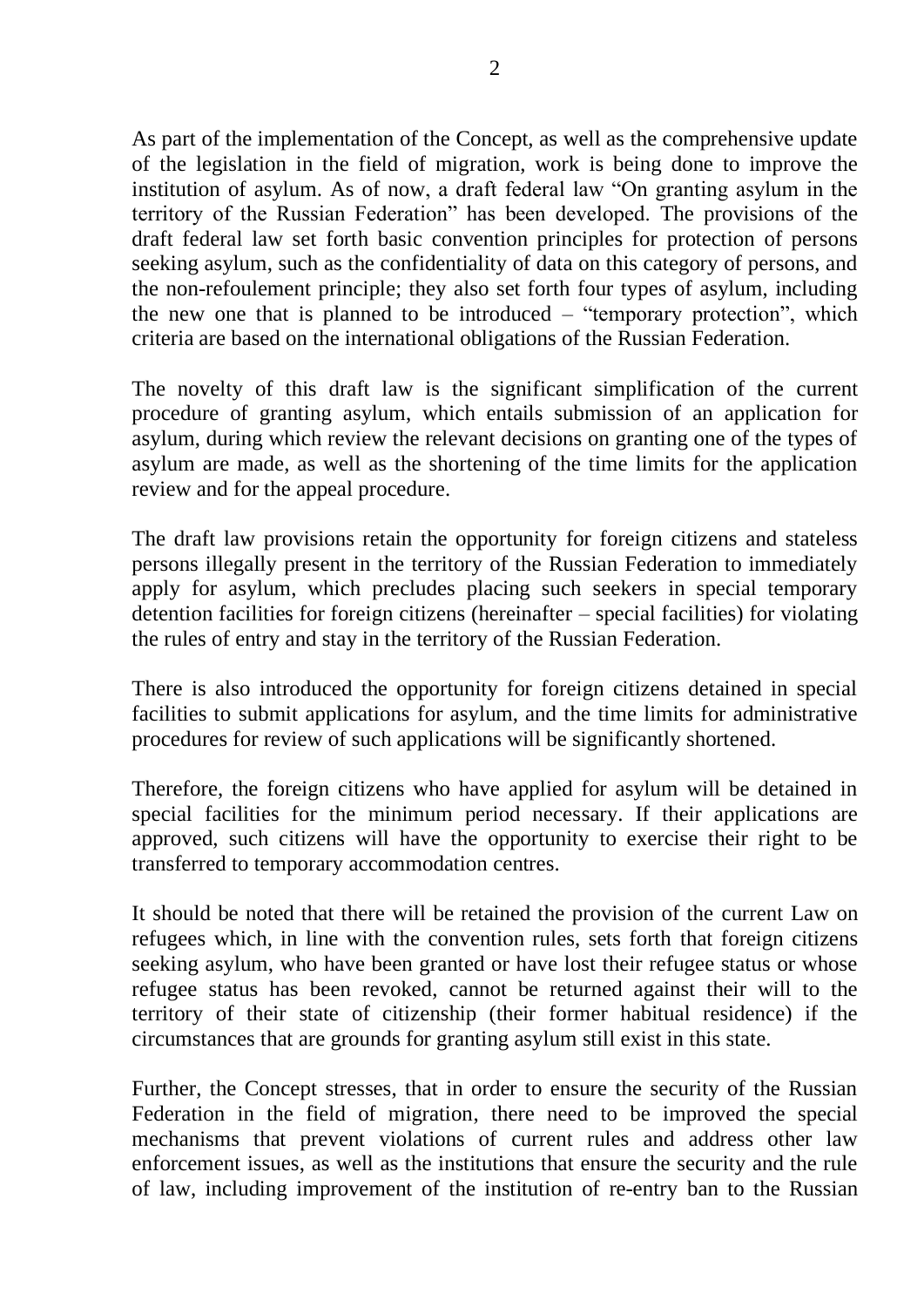As part of the implementation of the Concept, as well as the comprehensive update of the legislation in the field of migration, work is being done to improve the institution of asylum. As of now, a draft federal law "On granting asylum in the territory of the Russian Federation" has been developed. The provisions of the draft federal law set forth basic convention principles for protection of persons seeking asylum, such as the confidentiality of data on this category of persons, and the non-refoulement principle; they also set forth four types of asylum, including the new one that is planned to be introduced – "temporary protection", which criteria are based on the international obligations of the Russian Federation.

The novelty of this draft law is the significant simplification of the current procedure of granting asylum, which entails submission of an application for asylum, during which review the relevant decisions on granting one of the types of asylum are made, as well as the shortening of the time limits for the application review and for the appeal procedure.

The draft law provisions retain the opportunity for foreign citizens and stateless persons illegally present in the territory of the Russian Federation to immediately apply for asylum, which precludes placing such seekers in special temporary detention facilities for foreign citizens (hereinafter – special facilities) for violating the rules of entry and stay in the territory of the Russian Federation.

There is also introduced the opportunity for foreign citizens detained in special facilities to submit applications for asylum, and the time limits for administrative procedures for review of such applications will be significantly shortened.

Therefore, the foreign citizens who have applied for asylum will be detained in special facilities for the minimum period necessary. If their applications are approved, such citizens will have the opportunity to exercise their right to be transferred to temporary accommodation centres.

It should be noted that there will be retained the provision of the current Law on refugees which, in line with the convention rules, sets forth that foreign citizens seeking asylum, who have been granted or have lost their refugee status or whose refugee status has been revoked, cannot be returned against their will to the territory of their state of citizenship (their former habitual residence) if the circumstances that are grounds for granting asylum still exist in this state.

Further, the Concept stresses, that in order to ensure the security of the Russian Federation in the field of migration, there need to be improved the special mechanisms that prevent violations of current rules and address other law enforcement issues, as well as the institutions that ensure the security and the rule of law, including improvement of the institution of re-entry ban to the Russian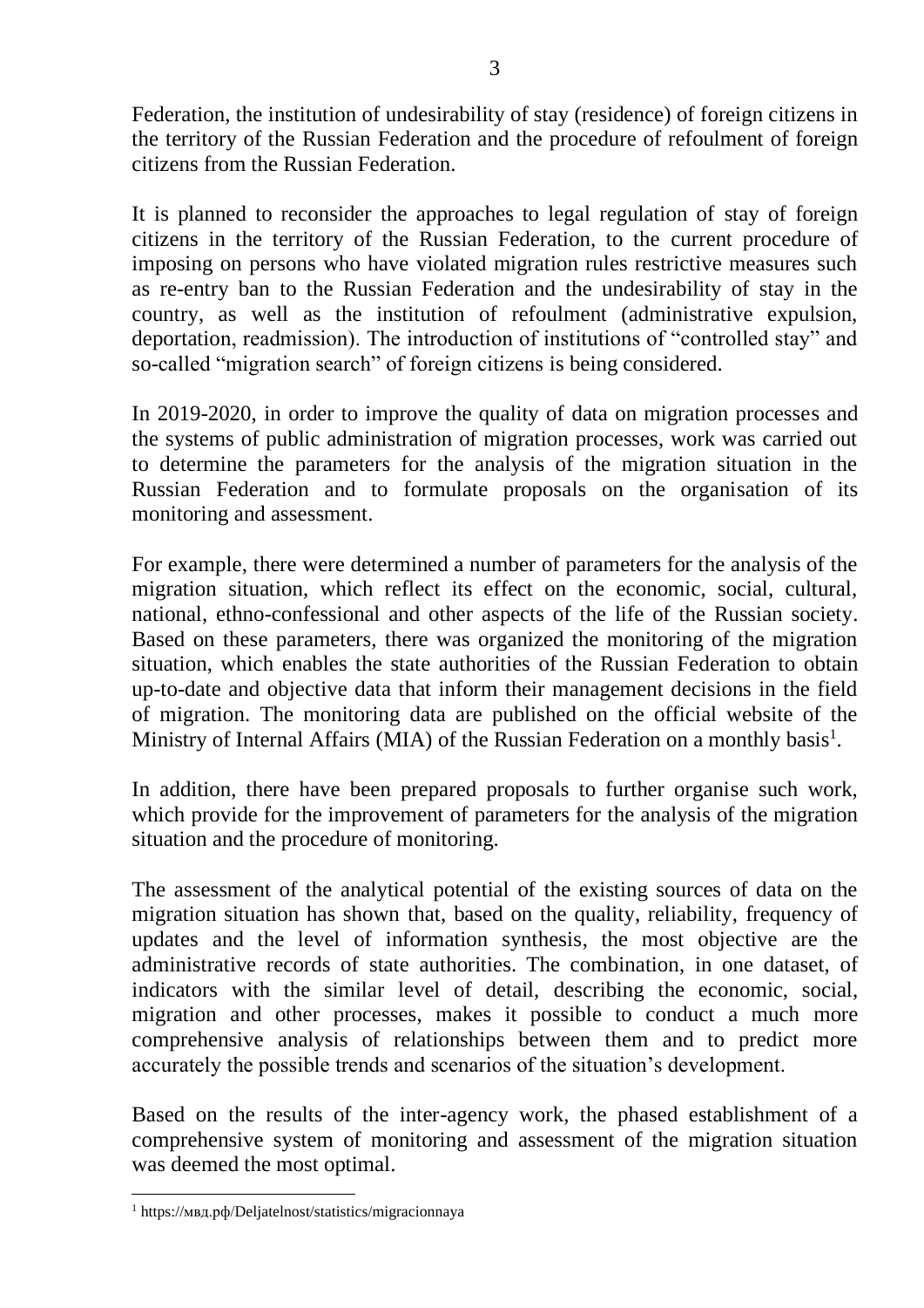Federation, the institution of undesirability of stay (residence) of foreign citizens in the territory of the Russian Federation and the procedure of refoulment of foreign citizens from the Russian Federation.

It is planned to reconsider the approaches to legal regulation of stay of foreign citizens in the territory of the Russian Federation, to the current procedure of imposing on persons who have violated migration rules restrictive measures such as re-entry ban to the Russian Federation and the undesirability of stay in the country, as well as the institution of refoulment (administrative expulsion, deportation, readmission). The introduction of institutions of "controlled stay" and so-called "migration search" of foreign citizens is being considered.

In 2019-2020, in order to improve the quality of data on migration processes and the systems of public administration of migration processes, work was carried out to determine the parameters for the analysis of the migration situation in the Russian Federation and to formulate proposals on the organisation of its monitoring and assessment.

For example, there were determined a number of parameters for the analysis of the migration situation, which reflect its effect on the economic, social, cultural, national, ethno-confessional and other aspects of the life of the Russian society. Based on these parameters, there was organized the monitoring of the migration situation, which enables the state authorities of the Russian Federation to obtain up-to-date and objective data that inform their management decisions in the field of migration. The monitoring data are published on the official website of the Ministry of Internal Affairs (MIA) of the Russian Federation on a monthly basis[1].

In addition, there have been prepared proposals to further organise such work, which provide for the improvement of parameters for the analysis of the migration situation and the procedure of monitoring.

The assessment of the analytical potential of the existing sources of data on the migration situation has shown that, based on the quality, reliability, frequency of updates and the level of information synthesis, the most objective are the administrative records of state authorities. The combination, in one dataset, of indicators with the similar level of detail, describing the economic, social, migration and other processes, makes it possible to conduct a much more comprehensive analysis of relationships between them and to predict more accurately the possible trends and scenarios of the situation's development.

Based on the results of the inter-agency work, the phased establishment of a comprehensive system of monitoring and assessment of the migration situation was deemed the most optimal.

[1] https://мвд.рф/Deljatelnost/statistics/migracionnaya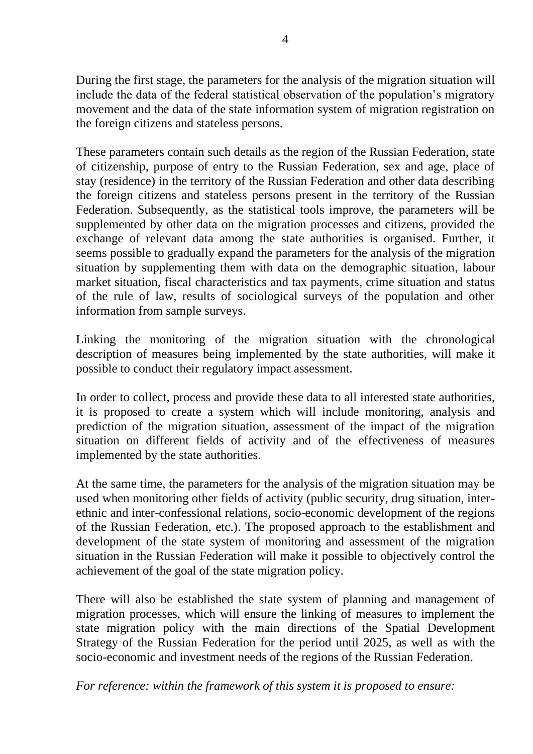During the first stage, the parameters for the analysis of the migration situation will include the data of the federal statistical observation of the population's migratory movement and the data of the state information system of migration registration on the foreign citizens and stateless persons.

These parameters contain such details as the region of the Russian Federation, state of citizenship, purpose of entry to the Russian Federation, sex and age, place of stay (residence) in the territory of the Russian Federation and other data describing the foreign citizens and stateless persons present in the territory of the Russian Federation. Subsequently, as the statistical tools improve, the parameters will be supplemented by other data on the migration processes and citizens, provided the exchange of relevant data among the state authorities is organised. Further, it seems possible to gradually expand the parameters for the analysis of the migration situation by supplementing them with data on the demographic situation, labour market situation, fiscal characteristics and tax payments, crime situation and status of the rule of law, results of sociological surveys of the population and other information from sample surveys.

Linking the monitoring of the migration situation with the chronological description of measures being implemented by the state authorities, will make it possible to conduct their regulatory impact assessment.

In order to collect, process and provide these data to all interested state authorities, it is proposed to create a system which will include monitoring, analysis and prediction of the migration situation, assessment of the impact of the migration situation on different fields of activity and of the effectiveness of measures implemented by the state authorities.

At the same time, the parameters for the analysis of the migration situation may be used when monitoring other fields of activity (public security, drug situation, inter-ethnic and inter-confessional relations, socio-economic development of the regions of the Russian Federation, etc.). The proposed approach to the establishment and development of the state system of monitoring and assessment of the migration situation in the Russian Federation will make it possible to objectively control the achievement of the goal of the state migration policy.

There will also be established the state system of planning and management of migration processes, which will ensure the linking of measures to implement the state migration policy with the main directions of the Spatial Development Strategy of the Russian Federation for the period until 2025, as well as with the socio-economic and investment needs of the regions of the Russian Federation.

*For reference: within the framework of this system it is proposed to ensure:*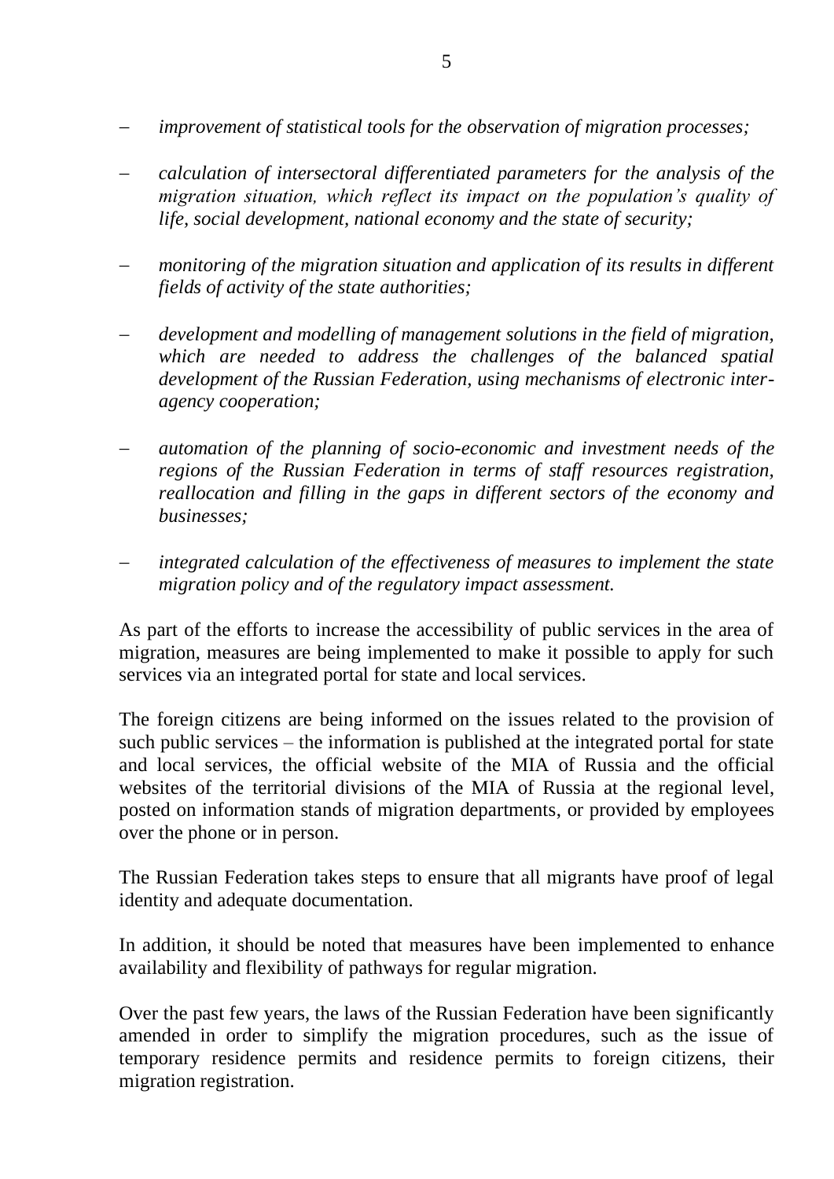- *improvement of statistical tools for the observation of migration processes;*

- *calculation of intersectoral differentiated parameters for the analysis of the migration situation, which reflect its impact on the population's quality of life, social development, national economy and the state of security;*

- *monitoring of the migration situation and application of its results in different fields of activity of the state authorities;*

- *development and modelling of management solutions in the field of migration, which are needed to address the challenges of the balanced spatial development of the Russian Federation, using mechanisms of electronic inter-agency cooperation;*

- *automation of the planning of socio-economic and investment needs of the regions of the Russian Federation in terms of staff resources registration, reallocation and filling in the gaps in different sectors of the economy and businesses;*

- *integrated calculation of the effectiveness of measures to implement the state migration policy and of the regulatory impact assessment.*

As part of the efforts to increase the accessibility of public services in the area of migration, measures are being implemented to make it possible to apply for such services via an integrated portal for state and local services.

The foreign citizens are being informed on the issues related to the provision of such public services – the information is published at the integrated portal for state and local services, the official website of the MIA of Russia and the official websites of the territorial divisions of the MIA of Russia at the regional level, posted on information stands of migration departments, or provided by employees over the phone or in person.

The Russian Federation takes steps to ensure that all migrants have proof of legal identity and adequate documentation.

In addition, it should be noted that measures have been implemented to enhance availability and flexibility of pathways for regular migration.

Over the past few years, the laws of the Russian Federation have been significantly amended in order to simplify the migration procedures, such as the issue of temporary residence permits and residence permits to foreign citizens, their migration registration.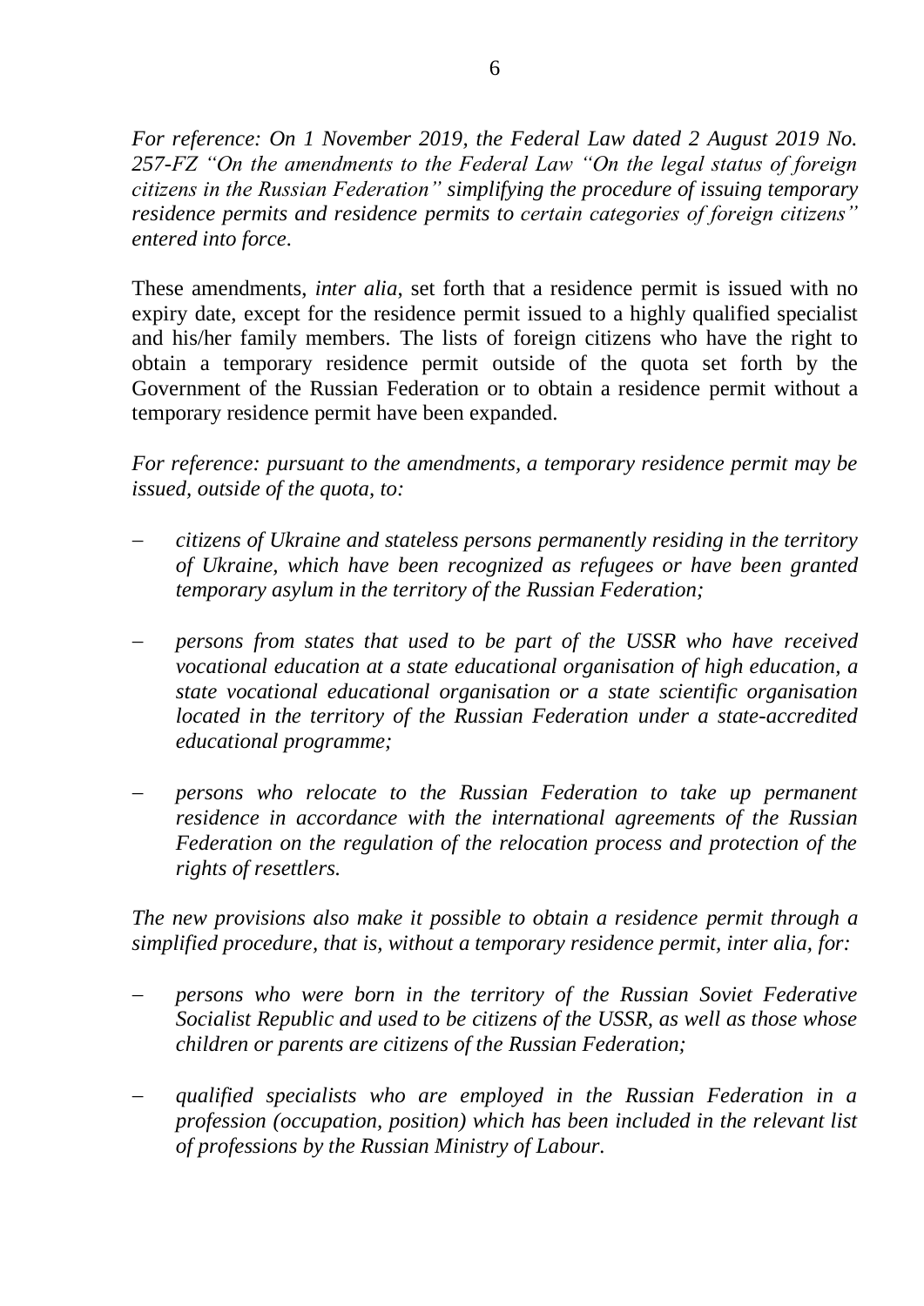*For reference: On 1 November 2019, the Federal Law dated 2 August 2019 No. 257-FZ "On the amendments to the Federal Law "On the legal status of foreign citizens in the Russian Federation" simplifying the procedure of issuing temporary residence permits and residence permits to certain categories of foreign citizens" entered into force.*

These amendments, *inter alia*, set forth that a residence permit is issued with no expiry date, except for the residence permit issued to a highly qualified specialist and his/her family members. The lists of foreign citizens who have the right to obtain a temporary residence permit outside of the quota set forth by the Government of the Russian Federation or to obtain a residence permit without a temporary residence permit have been expanded.

*For reference: pursuant to the amendments, a temporary residence permit may be issued, outside of the quota, to:*

- *citizens of Ukraine and stateless persons permanently residing in the territory of Ukraine, which have been recognized as refugees or have been granted temporary asylum in the territory of the Russian Federation;*
- *persons from states that used to be part of the USSR who have received vocational education at a state educational organisation of high education, a state vocational educational organisation or a state scientific organisation located in the territory of the Russian Federation under a state-accredited educational programme;*
- *persons who relocate to the Russian Federation to take up permanent residence in accordance with the international agreements of the Russian Federation on the regulation of the relocation process and protection of the rights of resettlers.*

*The new provisions also make it possible to obtain a residence permit through a simplified procedure, that is, without a temporary residence permit, inter alia, for:*

- *persons who were born in the territory of the Russian Soviet Federative Socialist Republic and used to be citizens of the USSR, as well as those whose children or parents are citizens of the Russian Federation;*
- *qualified specialists who are employed in the Russian Federation in a profession (occupation, position) which has been included in the relevant list of professions by the Russian Ministry of Labour.*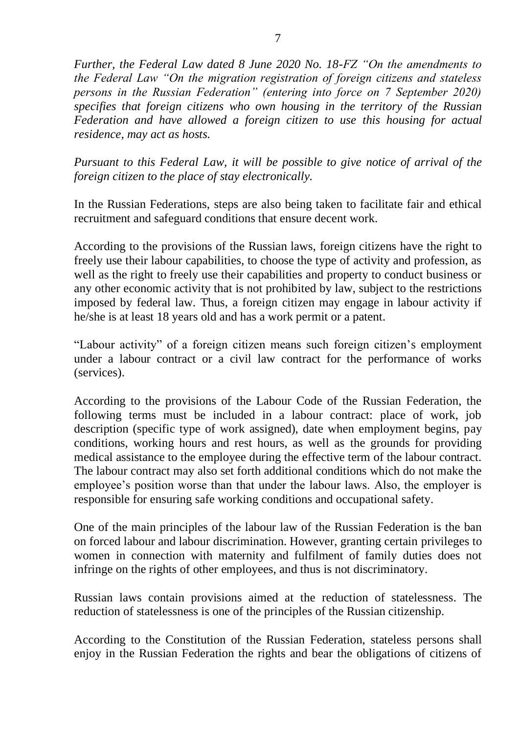*Further, the Federal Law dated 8 June 2020 No. 18-FZ "On the amendments to the Federal Law "On the migration registration of foreign citizens and stateless persons in the Russian Federation" (entering into force on 7 September 2020) specifies that foreign citizens who own housing in the territory of the Russian Federation and have allowed a foreign citizen to use this housing for actual residence, may act as hosts.*

*Pursuant to this Federal Law, it will be possible to give notice of arrival of the foreign citizen to the place of stay electronically.*

In the Russian Federations, steps are also being taken to facilitate fair and ethical recruitment and safeguard conditions that ensure decent work.

According to the provisions of the Russian laws, foreign citizens have the right to freely use their labour capabilities, to choose the type of activity and profession, as well as the right to freely use their capabilities and property to conduct business or any other economic activity that is not prohibited by law, subject to the restrictions imposed by federal law. Thus, a foreign citizen may engage in labour activity if he/she is at least 18 years old and has a work permit or a patent.

"Labour activity" of a foreign citizen means such foreign citizen's employment under a labour contract or a civil law contract for the performance of works (services).

According to the provisions of the Labour Code of the Russian Federation, the following terms must be included in a labour contract: place of work, job description (specific type of work assigned), date when employment begins, pay conditions, working hours and rest hours, as well as the grounds for providing medical assistance to the employee during the effective term of the labour contract. The labour contract may also set forth additional conditions which do not make the employee's position worse than that under the labour laws. Also, the employer is responsible for ensuring safe working conditions and occupational safety.

One of the main principles of the labour law of the Russian Federation is the ban on forced labour and labour discrimination. However, granting certain privileges to women in connection with maternity and fulfilment of family duties does not infringe on the rights of other employees, and thus is not discriminatory.

Russian laws contain provisions aimed at the reduction of statelessness. The reduction of statelessness is one of the principles of the Russian citizenship.

According to the Constitution of the Russian Federation, stateless persons shall enjoy in the Russian Federation the rights and bear the obligations of citizens of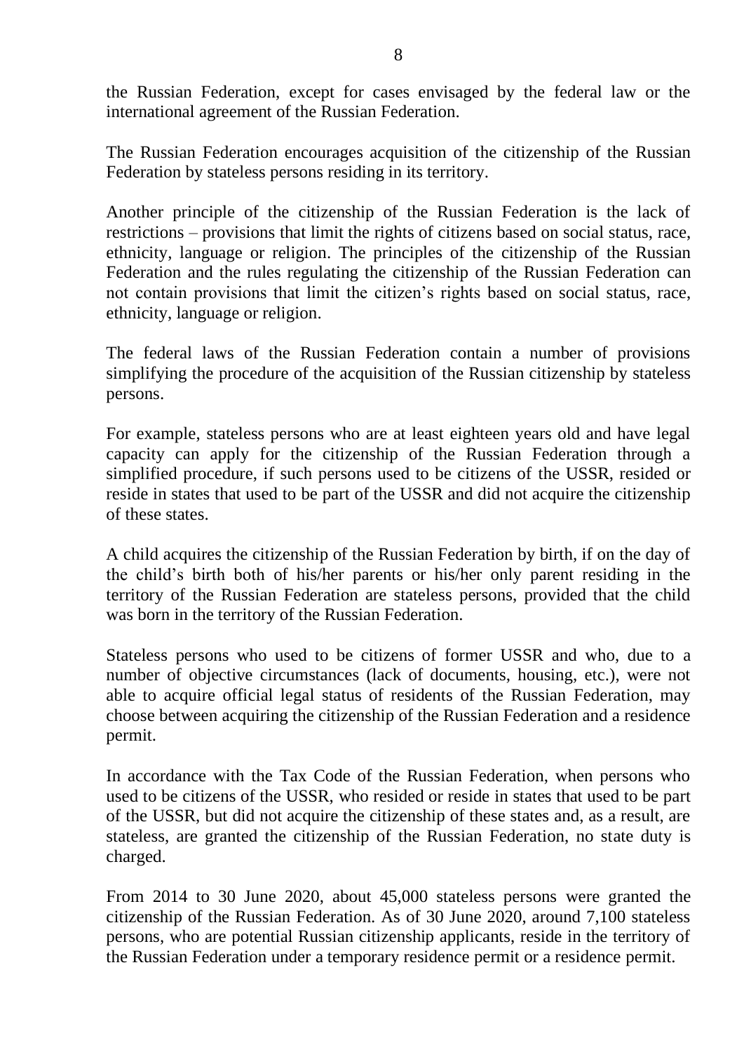the Russian Federation, except for cases envisaged by the federal law or the international agreement of the Russian Federation.

The Russian Federation encourages acquisition of the citizenship of the Russian Federation by stateless persons residing in its territory.

Another principle of the citizenship of the Russian Federation is the lack of restrictions – provisions that limit the rights of citizens based on social status, race, ethnicity, language or religion. The principles of the citizenship of the Russian Federation and the rules regulating the citizenship of the Russian Federation can not contain provisions that limit the citizen's rights based on social status, race, ethnicity, language or religion.

The federal laws of the Russian Federation contain a number of provisions simplifying the procedure of the acquisition of the Russian citizenship by stateless persons.

For example, stateless persons who are at least eighteen years old and have legal capacity can apply for the citizenship of the Russian Federation through a simplified procedure, if such persons used to be citizens of the USSR, resided or reside in states that used to be part of the USSR and did not acquire the citizenship of these states.

A child acquires the citizenship of the Russian Federation by birth, if on the day of the child's birth both of his/her parents or his/her only parent residing in the territory of the Russian Federation are stateless persons, provided that the child was born in the territory of the Russian Federation.

Stateless persons who used to be citizens of former USSR and who, due to a number of objective circumstances (lack of documents, housing, etc.), were not able to acquire official legal status of residents of the Russian Federation, may choose between acquiring the citizenship of the Russian Federation and a residence permit.

In accordance with the Tax Code of the Russian Federation, when persons who used to be citizens of the USSR, who resided or reside in states that used to be part of the USSR, but did not acquire the citizenship of these states and, as a result, are stateless, are granted the citizenship of the Russian Federation, no state duty is charged.

From 2014 to 30 June 2020, about 45,000 stateless persons were granted the citizenship of the Russian Federation. As of 30 June 2020, around 7,100 stateless persons, who are potential Russian citizenship applicants, reside in the territory of the Russian Federation under a temporary residence permit or a residence permit.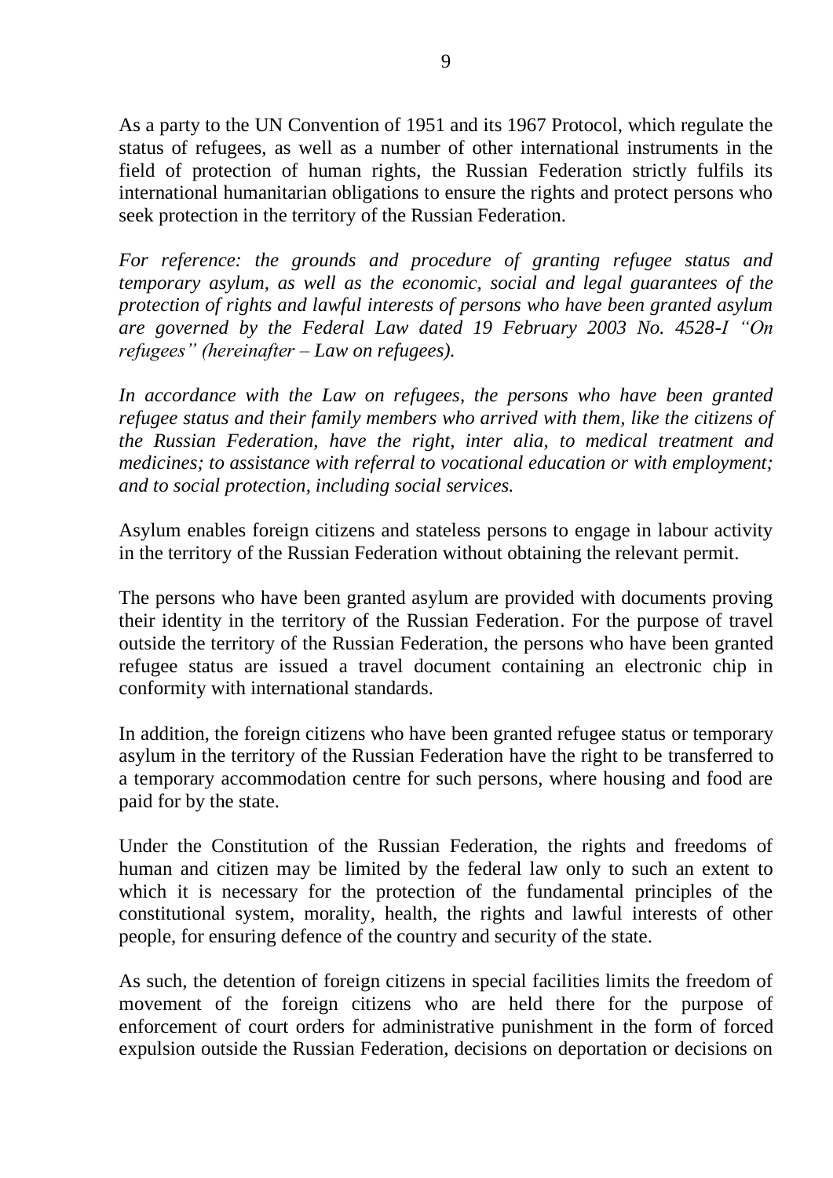As a party to the UN Convention of 1951 and its 1967 Protocol, which regulate the status of refugees, as well as a number of other international instruments in the field of protection of human rights, the Russian Federation strictly fulfils its international humanitarian obligations to ensure the rights and protect persons who seek protection in the territory of the Russian Federation.

*For reference: the grounds and procedure of granting refugee status and temporary asylum, as well as the economic, social and legal guarantees of the protection of rights and lawful interests of persons who have been granted asylum are governed by the Federal Law dated 19 February 2003 No. 4528-I "On refugees" (hereinafter – Law on refugees).*

*In accordance with the Law on refugees, the persons who have been granted refugee status and their family members who arrived with them, like the citizens of the Russian Federation, have the right, inter alia, to medical treatment and medicines; to assistance with referral to vocational education or with employment; and to social protection, including social services.*

Asylum enables foreign citizens and stateless persons to engage in labour activity in the territory of the Russian Federation without obtaining the relevant permit.

The persons who have been granted asylum are provided with documents proving their identity in the territory of the Russian Federation. For the purpose of travel outside the territory of the Russian Federation, the persons who have been granted refugee status are issued a travel document containing an electronic chip in conformity with international standards.

In addition, the foreign citizens who have been granted refugee status or temporary asylum in the territory of the Russian Federation have the right to be transferred to a temporary accommodation centre for such persons, where housing and food are paid for by the state.

Under the Constitution of the Russian Federation, the rights and freedoms of human and citizen may be limited by the federal law only to such an extent to which it is necessary for the protection of the fundamental principles of the constitutional system, morality, health, the rights and lawful interests of other people, for ensuring defence of the country and security of the state.

As such, the detention of foreign citizens in special facilities limits the freedom of movement of the foreign citizens who are held there for the purpose of enforcement of court orders for administrative punishment in the form of forced expulsion outside the Russian Federation, decisions on deportation or decisions on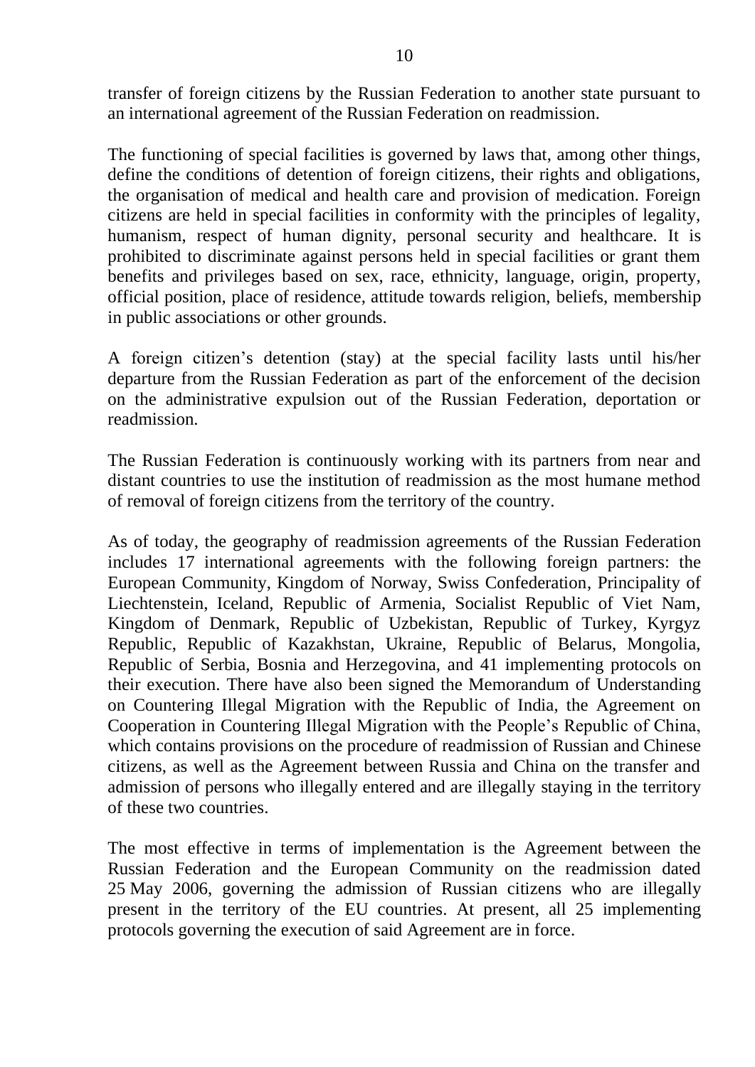transfer of foreign citizens by the Russian Federation to another state pursuant to an international agreement of the Russian Federation on readmission.

The functioning of special facilities is governed by laws that, among other things, define the conditions of detention of foreign citizens, their rights and obligations, the organisation of medical and health care and provision of medication. Foreign citizens are held in special facilities in conformity with the principles of legality, humanism, respect of human dignity, personal security and healthcare. It is prohibited to discriminate against persons held in special facilities or grant them benefits and privileges based on sex, race, ethnicity, language, origin, property, official position, place of residence, attitude towards religion, beliefs, membership in public associations or other grounds.

A foreign citizen's detention (stay) at the special facility lasts until his/her departure from the Russian Federation as part of the enforcement of the decision on the administrative expulsion out of the Russian Federation, deportation or readmission.

The Russian Federation is continuously working with its partners from near and distant countries to use the institution of readmission as the most humane method of removal of foreign citizens from the territory of the country.

As of today, the geography of readmission agreements of the Russian Federation includes 17 international agreements with the following foreign partners: the European Community, Kingdom of Norway, Swiss Confederation, Principality of Liechtenstein, Iceland, Republic of Armenia, Socialist Republic of Viet Nam, Kingdom of Denmark, Republic of Uzbekistan, Republic of Turkey, Kyrgyz Republic, Republic of Kazakhstan, Ukraine, Republic of Belarus, Mongolia, Republic of Serbia, Bosnia and Herzegovina, and 41 implementing protocols on their execution. There have also been signed the Memorandum of Understanding on Countering Illegal Migration with the Republic of India, the Agreement on Cooperation in Countering Illegal Migration with the People's Republic of China, which contains provisions on the procedure of readmission of Russian and Chinese citizens, as well as the Agreement between Russia and China on the transfer and admission of persons who illegally entered and are illegally staying in the territory of these two countries.

The most effective in terms of implementation is the Agreement between the Russian Federation and the European Community on the readmission dated 25 May 2006, governing the admission of Russian citizens who are illegally present in the territory of the EU countries. At present, all 25 implementing protocols governing the execution of said Agreement are in force.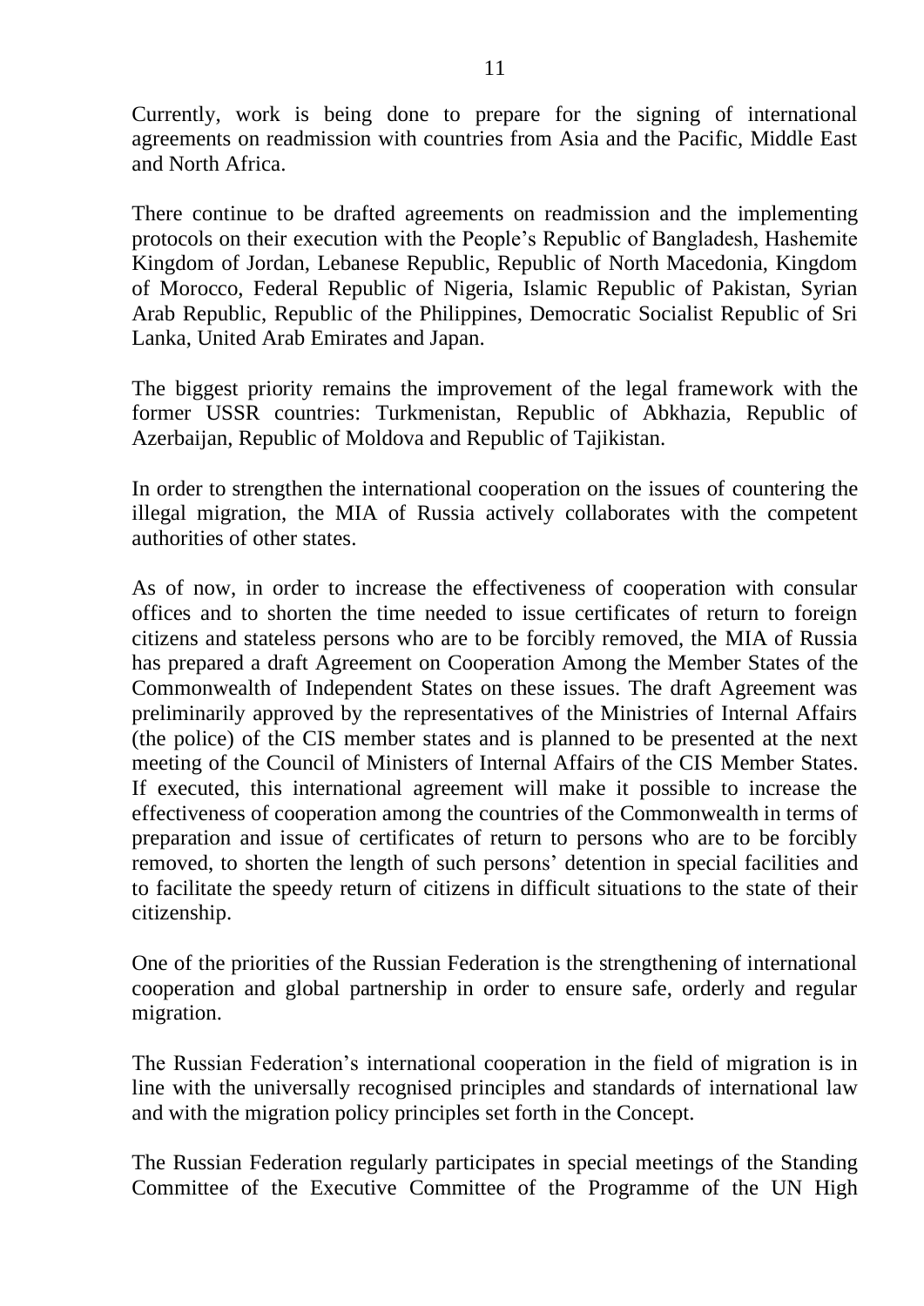Currently, work is being done to prepare for the signing of international agreements on readmission with countries from Asia and the Pacific, Middle East and North Africa.

There continue to be drafted agreements on readmission and the implementing protocols on their execution with the People's Republic of Bangladesh, Hashemite Kingdom of Jordan, Lebanese Republic, Republic of North Macedonia, Kingdom of Morocco, Federal Republic of Nigeria, Islamic Republic of Pakistan, Syrian Arab Republic, Republic of the Philippines, Democratic Socialist Republic of Sri Lanka, United Arab Emirates and Japan.

The biggest priority remains the improvement of the legal framework with the former USSR countries: Turkmenistan, Republic of Abkhazia, Republic of Azerbaijan, Republic of Moldova and Republic of Tajikistan.

In order to strengthen the international cooperation on the issues of countering the illegal migration, the MIA of Russia actively collaborates with the competent authorities of other states.

As of now, in order to increase the effectiveness of cooperation with consular offices and to shorten the time needed to issue certificates of return to foreign citizens and stateless persons who are to be forcibly removed, the MIA of Russia has prepared a draft Agreement on Cooperation Among the Member States of the Commonwealth of Independent States on these issues. The draft Agreement was preliminarily approved by the representatives of the Ministries of Internal Affairs (the police) of the CIS member states and is planned to be presented at the next meeting of the Council of Ministers of Internal Affairs of the CIS Member States. If executed, this international agreement will make it possible to increase the effectiveness of cooperation among the countries of the Commonwealth in terms of preparation and issue of certificates of return to persons who are to be forcibly removed, to shorten the length of such persons' detention in special facilities and to facilitate the speedy return of citizens in difficult situations to the state of their citizenship.

One of the priorities of the Russian Federation is the strengthening of international cooperation and global partnership in order to ensure safe, orderly and regular migration.

The Russian Federation's international cooperation in the field of migration is in line with the universally recognised principles and standards of international law and with the migration policy principles set forth in the Concept.

The Russian Federation regularly participates in special meetings of the Standing Committee of the Executive Committee of the Programme of the UN High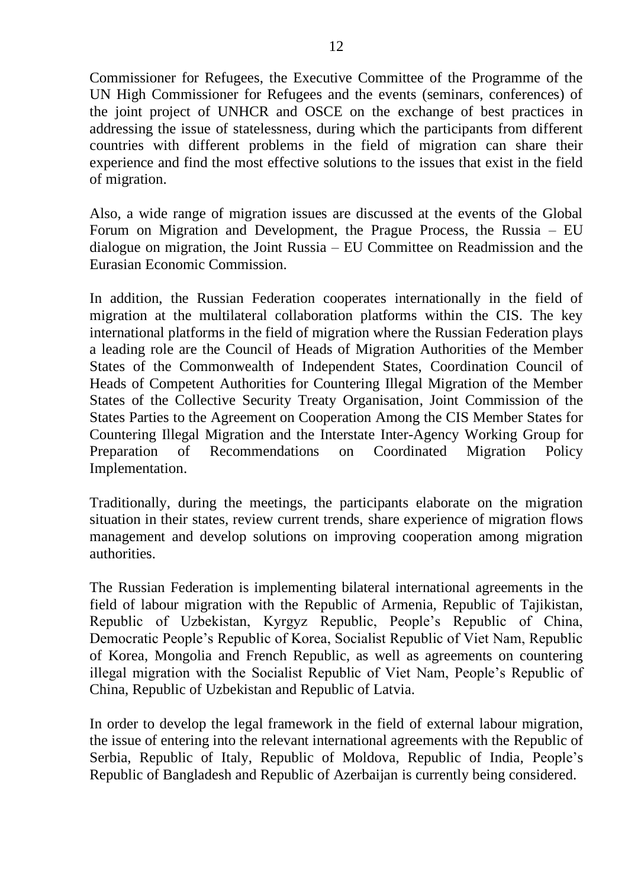Commissioner for Refugees, the Executive Committee of the Programme of the UN High Commissioner for Refugees and the events (seminars, conferences) of the joint project of UNHCR and OSCE on the exchange of best practices in addressing the issue of statelessness, during which the participants from different countries with different problems in the field of migration can share their experience and find the most effective solutions to the issues that exist in the field of migration.

Also, a wide range of migration issues are discussed at the events of the Global Forum on Migration and Development, the Prague Process, the Russia – EU dialogue on migration, the Joint Russia – EU Committee on Readmission and the Eurasian Economic Commission.

In addition, the Russian Federation cooperates internationally in the field of migration at the multilateral collaboration platforms within the CIS. The key international platforms in the field of migration where the Russian Federation plays a leading role are the Council of Heads of Migration Authorities of the Member States of the Commonwealth of Independent States, Coordination Council of Heads of Competent Authorities for Countering Illegal Migration of the Member States of the Collective Security Treaty Organisation, Joint Commission of the States Parties to the Agreement on Cooperation Among the CIS Member States for Countering Illegal Migration and the Interstate Inter-Agency Working Group for Preparation of Recommendations on Coordinated Migration Policy Implementation.

Traditionally, during the meetings, the participants elaborate on the migration situation in their states, review current trends, share experience of migration flows management and develop solutions on improving cooperation among migration authorities.

The Russian Federation is implementing bilateral international agreements in the field of labour migration with the Republic of Armenia, Republic of Tajikistan, Republic of Uzbekistan, Kyrgyz Republic, People's Republic of China, Democratic People's Republic of Korea, Socialist Republic of Viet Nam, Republic of Korea, Mongolia and French Republic, as well as agreements on countering illegal migration with the Socialist Republic of Viet Nam, People's Republic of China, Republic of Uzbekistan and Republic of Latvia.

In order to develop the legal framework in the field of external labour migration, the issue of entering into the relevant international agreements with the Republic of Serbia, Republic of Italy, Republic of Moldova, Republic of India, People's Republic of Bangladesh and Republic of Azerbaijan is currently being considered.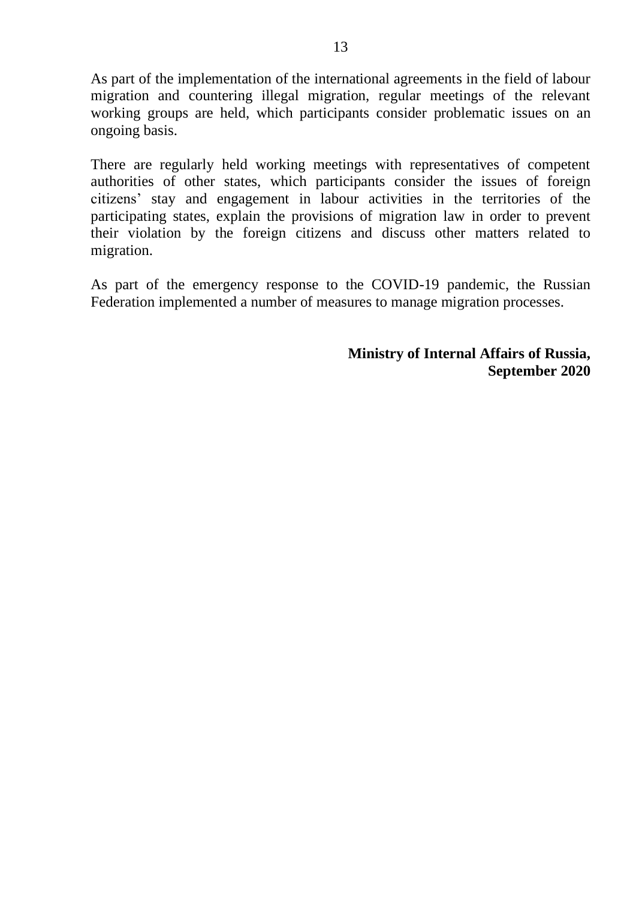As part of the implementation of the international agreements in the field of labour migration and countering illegal migration, regular meetings of the relevant working groups are held, which participants consider problematic issues on an ongoing basis.

There are regularly held working meetings with representatives of competent authorities of other states, which participants consider the issues of foreign citizens' stay and engagement in labour activities in the territories of the participating states, explain the provisions of migration law in order to prevent their violation by the foreign citizens and discuss other matters related to migration.

As part of the emergency response to the COVID-19 pandemic, the Russian Federation implemented a number of measures to manage migration processes.

**Ministry of Internal Affairs of Russia,**
**September 2020**